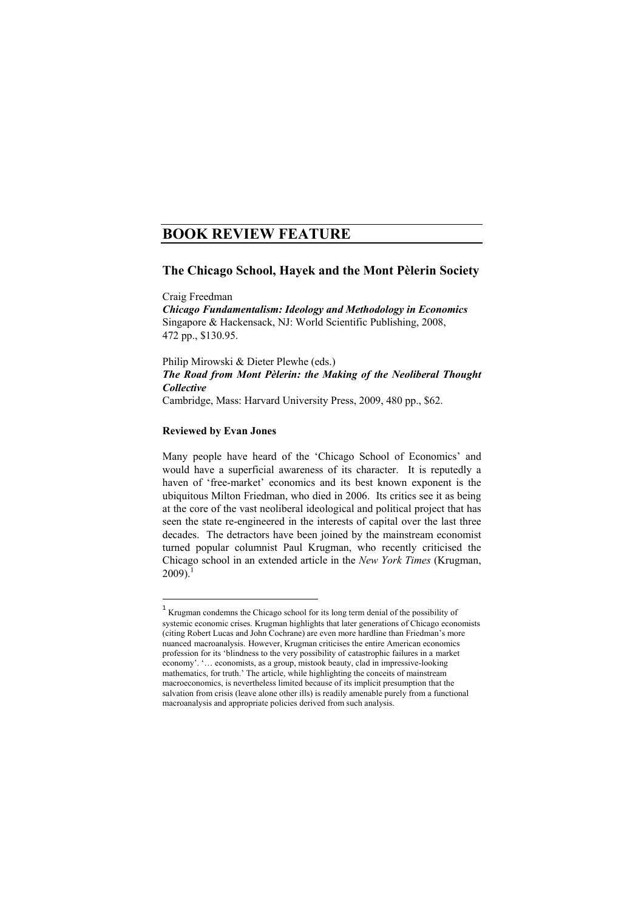# BOOK REVIEW FEATURE

## The Chicago School, Hayek and the Mont Pèlerin Society

Craig Freedman
***Chicago Fundamentalism: Ideology and Methodology in Economics***
Singapore & Hackensack, NJ: World Scientific Publishing, 2008, 472 pp., $130.95.

Philip Mirowski & Dieter Plewhe (eds.)
***The Road from Mont Pèlerin: the Making of the Neoliberal Thought Collective***
Cambridge, Mass: Harvard University Press, 2009, 480 pp., $62.

**Reviewed by Evan Jones**

Many people have heard of the 'Chicago School of Economics' and would have a superficial awareness of its character. It is reputedly a haven of 'free-market' economics and its best known exponent is the ubiquitous Milton Friedman, who died in 2006. Its critics see it as being at the core of the vast neoliberal ideological and political project that has seen the state re-engineered in the interests of capital over the last three decades. The detractors have been joined by the mainstream economist turned popular columnist Paul Krugman, who recently criticised the Chicago school in an extended article in the *New York Times* (Krugman, 2009).[1]

[1] Krugman condemns the Chicago school for its long term denial of the possibility of systemic economic crises. Krugman highlights that later generations of Chicago economists (citing Robert Lucas and John Cochrane) are even more hardline than Friedman's more nuanced macroanalysis. However, Krugman criticises the entire American economics profession for its 'blindness to the very possibility of catastrophic failures in a market economy'. '… economists, as a group, mistook beauty, clad in impressive-looking mathematics, for truth.' The article, while highlighting the conceits of mainstream macroeconomics, is nevertheless limited because of its implicit presumption that the salvation from crisis (leave alone other ills) is readily amenable purely from a functional macroanalysis and appropriate policies derived from such analysis.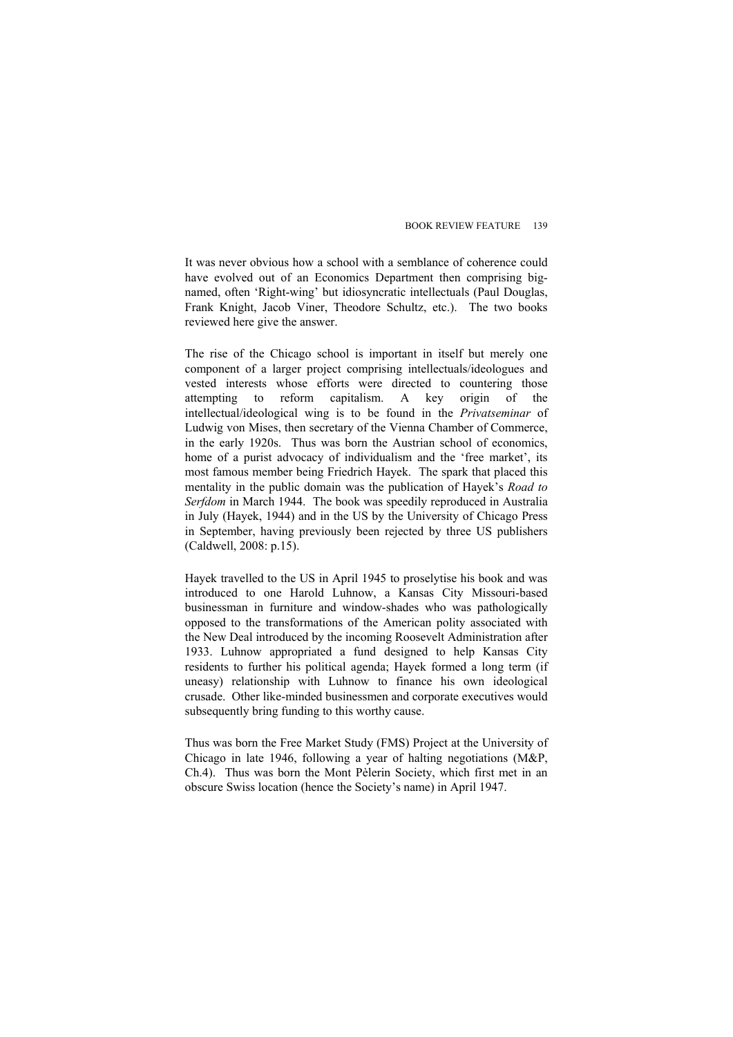It was never obvious how a school with a semblance of coherence could have evolved out of an Economics Department then comprising big-named, often 'Right-wing' but idiosyncratic intellectuals (Paul Douglas, Frank Knight, Jacob Viner, Theodore Schultz, etc.). The two books reviewed here give the answer.

The rise of the Chicago school is important in itself but merely one component of a larger project comprising intellectuals/ideologues and vested interests whose efforts were directed to countering those attempting to reform capitalism. A key origin of the intellectual/ideological wing is to be found in the *Privatseminar* of Ludwig von Mises, then secretary of the Vienna Chamber of Commerce, in the early 1920s. Thus was born the Austrian school of economics, home of a purist advocacy of individualism and the 'free market', its most famous member being Friedrich Hayek. The spark that placed this mentality in the public domain was the publication of Hayek's *Road to Serfdom* in March 1944. The book was speedily reproduced in Australia in July (Hayek, 1944) and in the US by the University of Chicago Press in September, having previously been rejected by three US publishers (Caldwell, 2008: p.15).

Hayek travelled to the US in April 1945 to proselytise his book and was introduced to one Harold Luhnow, a Kansas City Missouri-based businessman in furniture and window-shades who was pathologically opposed to the transformations of the American polity associated with the New Deal introduced by the incoming Roosevelt Administration after 1933. Luhnow appropriated a fund designed to help Kansas City residents to further his political agenda; Hayek formed a long term (if uneasy) relationship with Luhnow to finance his own ideological crusade. Other like-minded businessmen and corporate executives would subsequently bring funding to this worthy cause.

Thus was born the Free Market Study (FMS) Project at the University of Chicago in late 1946, following a year of halting negotiations (M&P, Ch.4). Thus was born the Mont Pèlerin Society, which first met in an obscure Swiss location (hence the Society's name) in April 1947.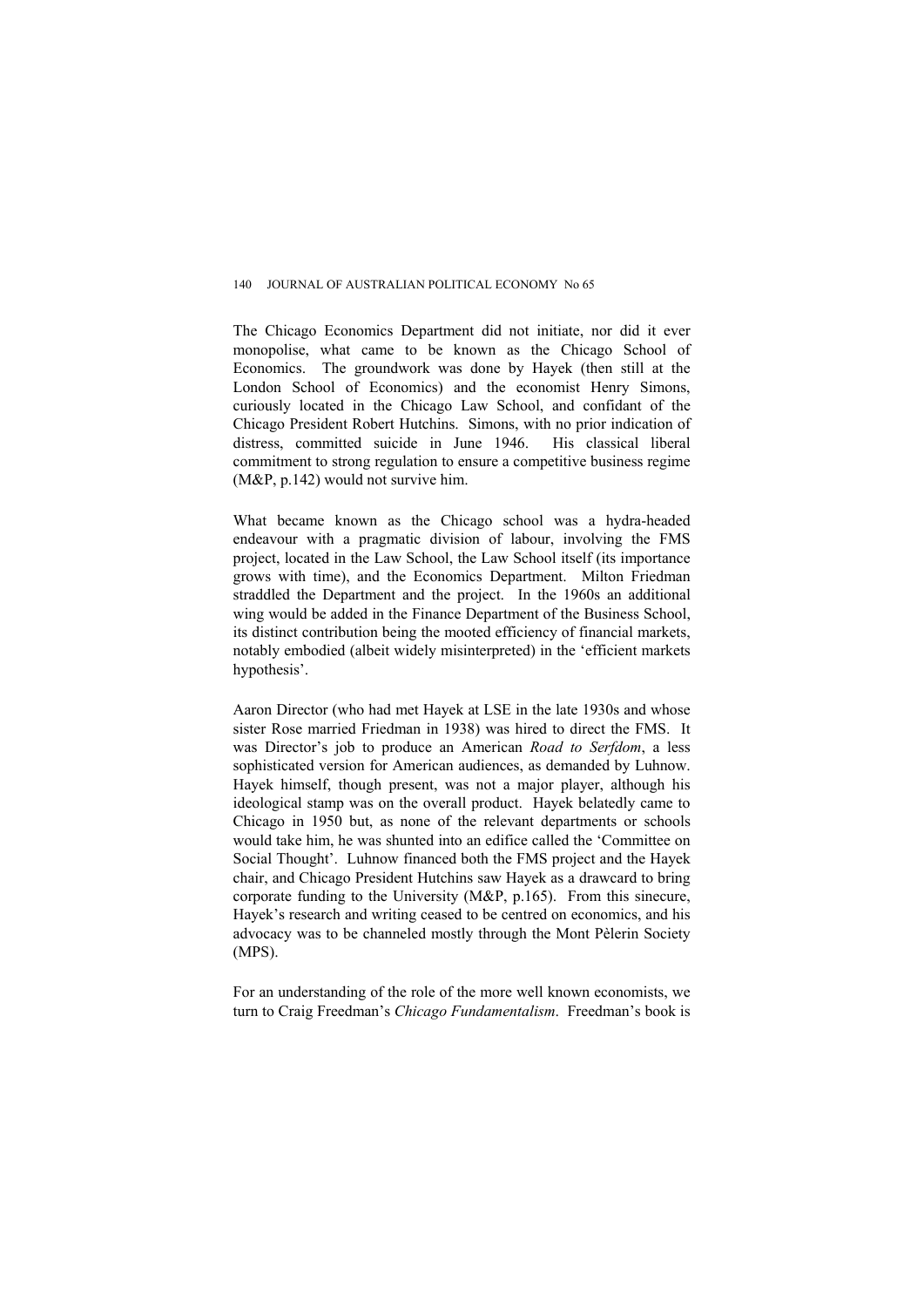The Chicago Economics Department did not initiate, nor did it ever monopolise, what came to be known as the Chicago School of Economics. The groundwork was done by Hayek (then still at the London School of Economics) and the economist Henry Simons, curiously located in the Chicago Law School, and confidant of the Chicago President Robert Hutchins. Simons, with no prior indication of distress, committed suicide in June 1946. His classical liberal commitment to strong regulation to ensure a competitive business regime (M&P, p.142) would not survive him.

What became known as the Chicago school was a hydra-headed endeavour with a pragmatic division of labour, involving the FMS project, located in the Law School, the Law School itself (its importance grows with time), and the Economics Department. Milton Friedman straddled the Department and the project. In the 1960s an additional wing would be added in the Finance Department of the Business School, its distinct contribution being the mooted efficiency of financial markets, notably embodied (albeit widely misinterpreted) in the 'efficient markets hypothesis'.

Aaron Director (who had met Hayek at LSE in the late 1930s and whose sister Rose married Friedman in 1938) was hired to direct the FMS. It was Director's job to produce an American *Road to Serfdom*, a less sophisticated version for American audiences, as demanded by Luhnow. Hayek himself, though present, was not a major player, although his ideological stamp was on the overall product. Hayek belatedly came to Chicago in 1950 but, as none of the relevant departments or schools would take him, he was shunted into an edifice called the 'Committee on Social Thought'. Luhnow financed both the FMS project and the Hayek chair, and Chicago President Hutchins saw Hayek as a drawcard to bring corporate funding to the University (M&P, p.165). From this sinecure, Hayek's research and writing ceased to be centred on economics, and his advocacy was to be channeled mostly through the Mont Pèlerin Society (MPS).

For an understanding of the role of the more well known economists, we turn to Craig Freedman's *Chicago Fundamentalism*. Freedman's book is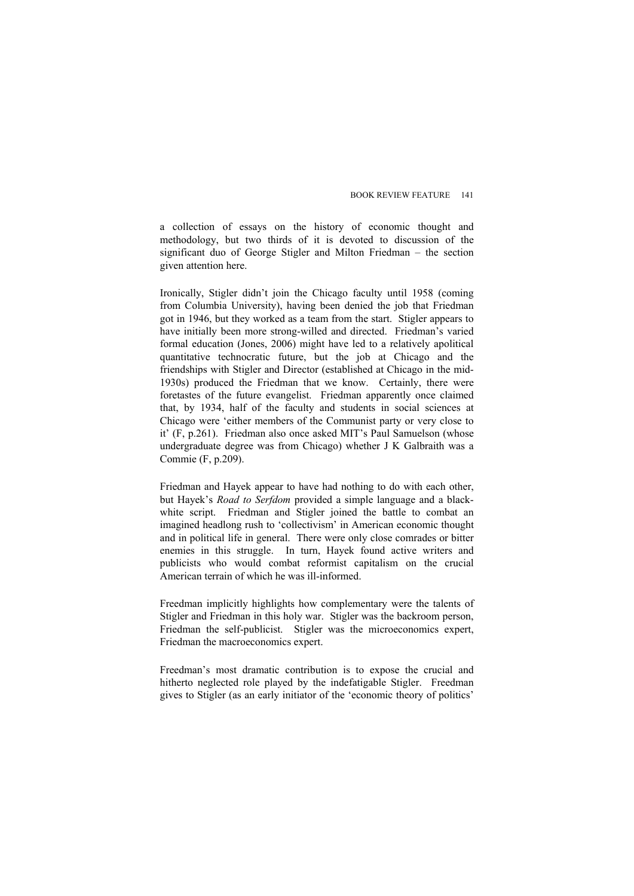a collection of essays on the history of economic thought and methodology, but two thirds of it is devoted to discussion of the significant duo of George Stigler and Milton Friedman – the section given attention here.

Ironically, Stigler didn't join the Chicago faculty until 1958 (coming from Columbia University), having been denied the job that Friedman got in 1946, but they worked as a team from the start. Stigler appears to have initially been more strong-willed and directed. Friedman's varied formal education (Jones, 2006) might have led to a relatively apolitical quantitative technocratic future, but the job at Chicago and the friendships with Stigler and Director (established at Chicago in the mid-1930s) produced the Friedman that we know. Certainly, there were foretastes of the future evangelist. Friedman apparently once claimed that, by 1934, half of the faculty and students in social sciences at Chicago were 'either members of the Communist party or very close to it' (F, p.261). Friedman also once asked MIT's Paul Samuelson (whose undergraduate degree was from Chicago) whether J K Galbraith was a Commie (F, p.209).

Friedman and Hayek appear to have had nothing to do with each other, but Hayek's *Road to Serfdom* provided a simple language and a black-white script. Friedman and Stigler joined the battle to combat an imagined headlong rush to 'collectivism' in American economic thought and in political life in general. There were only close comrades or bitter enemies in this struggle. In turn, Hayek found active writers and publicists who would combat reformist capitalism on the crucial American terrain of which he was ill-informed.

Freedman implicitly highlights how complementary were the talents of Stigler and Friedman in this holy war. Stigler was the backroom person, Friedman the self-publicist. Stigler was the microeconomics expert, Friedman the macroeconomics expert.

Freedman's most dramatic contribution is to expose the crucial and hitherto neglected role played by the indefatigable Stigler. Freedman gives to Stigler (as an early initiator of the 'economic theory of politics'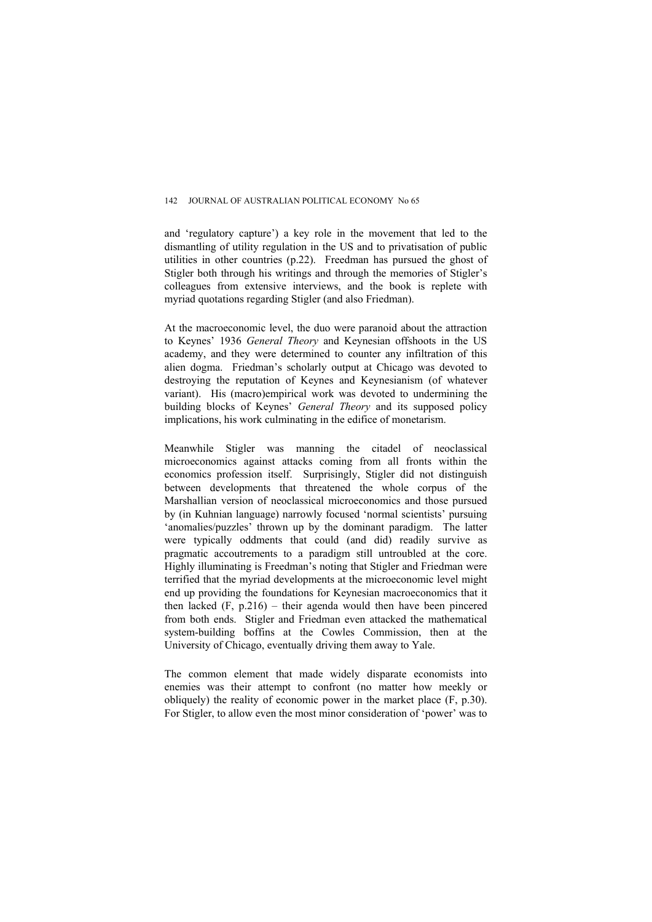and 'regulatory capture') a key role in the movement that led to the dismantling of utility regulation in the US and to privatisation of public utilities in other countries (p.22). Freedman has pursued the ghost of Stigler both through his writings and through the memories of Stigler's colleagues from extensive interviews, and the book is replete with myriad quotations regarding Stigler (and also Friedman).

At the macroeconomic level, the duo were paranoid about the attraction to Keynes' 1936 *General Theory* and Keynesian offshoots in the US academy, and they were determined to counter any infiltration of this alien dogma. Friedman's scholarly output at Chicago was devoted to destroying the reputation of Keynes and Keynesianism (of whatever variant). His (macro)empirical work was devoted to undermining the building blocks of Keynes' *General Theory* and its supposed policy implications, his work culminating in the edifice of monetarism.

Meanwhile Stigler was manning the citadel of neoclassical microeconomics against attacks coming from all fronts within the economics profession itself. Surprisingly, Stigler did not distinguish between developments that threatened the whole corpus of the Marshallian version of neoclassical microeconomics and those pursued by (in Kuhnian language) narrowly focused 'normal scientists' pursuing 'anomalies/puzzles' thrown up by the dominant paradigm. The latter were typically oddments that could (and did) readily survive as pragmatic accoutrements to a paradigm still untroubled at the core. Highly illuminating is Freedman's noting that Stigler and Friedman were terrified that the myriad developments at the microeconomic level might end up providing the foundations for Keynesian macroeconomics that it then lacked (F, p.216) – their agenda would then have been pincered from both ends. Stigler and Friedman even attacked the mathematical system-building boffins at the Cowles Commission, then at the University of Chicago, eventually driving them away to Yale.

The common element that made widely disparate economists into enemies was their attempt to confront (no matter how meekly or obliquely) the reality of economic power in the market place (F, p.30). For Stigler, to allow even the most minor consideration of 'power' was to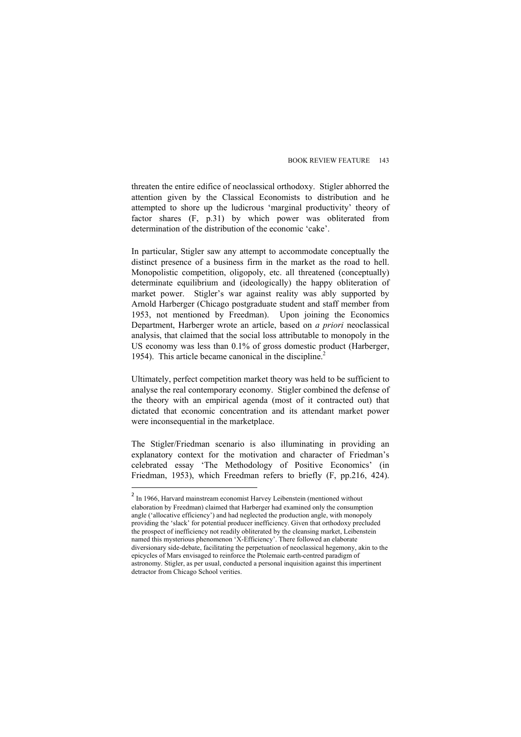threaten the entire edifice of neoclassical orthodoxy. Stigler abhorred the attention given by the Classical Economists to distribution and he attempted to shore up the ludicrous 'marginal productivity' theory of factor shares (F, p.31) by which power was obliterated from determination of the distribution of the economic 'cake'.

In particular, Stigler saw any attempt to accommodate conceptually the distinct presence of a business firm in the market as the road to hell. Monopolistic competition, oligopoly, etc. all threatened (conceptually) determinate equilibrium and (ideologically) the happy obliteration of market power. Stigler's war against reality was ably supported by Arnold Harberger (Chicago postgraduate student and staff member from 1953, not mentioned by Freedman). Upon joining the Economics Department, Harberger wrote an article, based on *a priori* neoclassical analysis, that claimed that the social loss attributable to monopoly in the US economy was less than 0.1% of gross domestic product (Harberger, 1954). This article became canonical in the discipline.[2]

Ultimately, perfect competition market theory was held to be sufficient to analyse the real contemporary economy. Stigler combined the defense of the theory with an empirical agenda (most of it contracted out) that dictated that economic concentration and its attendant market power were inconsequential in the marketplace.

The Stigler/Friedman scenario is also illuminating in providing an explanatory context for the motivation and character of Friedman's celebrated essay 'The Methodology of Positive Economics' (in Friedman, 1953), which Freedman refers to briefly (F, pp.216, 424).

---

[2] In 1966, Harvard mainstream economist Harvey Leibenstein (mentioned without elaboration by Freedman) claimed that Harberger had examined only the consumption angle ('allocative efficiency') and had neglected the production angle, with monopoly providing the 'slack' for potential producer inefficiency. Given that orthodoxy precluded the prospect of inefficiency not readily obliterated by the cleansing market, Leibenstein named this mysterious phenomenon 'X-Efficiency'. There followed an elaborate diversionary side-debate, facilitating the perpetuation of neoclassical hegemony, akin to the epicycles of Mars envisaged to reinforce the Ptolemaic earth-centred paradigm of astronomy. Stigler, as per usual, conducted a personal inquisition against this impertinent detractor from Chicago School verities.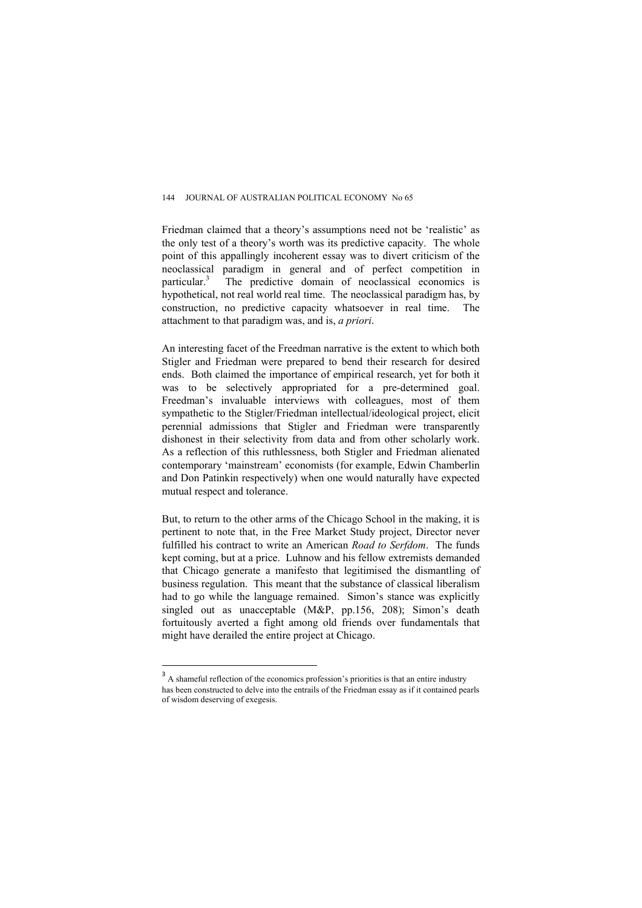Friedman claimed that a theory's assumptions need not be 'realistic' as the only test of a theory's worth was its predictive capacity. The whole point of this appallingly incoherent essay was to divert criticism of the neoclassical paradigm in general and of perfect competition in particular.[3] The predictive domain of neoclassical economics is hypothetical, not real world real time. The neoclassical paradigm has, by construction, no predictive capacity whatsoever in real time. The attachment to that paradigm was, and is, *a priori*.

An interesting facet of the Freedman narrative is the extent to which both Stigler and Friedman were prepared to bend their research for desired ends. Both claimed the importance of empirical research, yet for both it was to be selectively appropriated for a pre-determined goal. Freedman's invaluable interviews with colleagues, most of them sympathetic to the Stigler/Friedman intellectual/ideological project, elicit perennial admissions that Stigler and Friedman were transparently dishonest in their selectivity from data and from other scholarly work. As a reflection of this ruthlessness, both Stigler and Friedman alienated contemporary 'mainstream' economists (for example, Edwin Chamberlin and Don Patinkin respectively) when one would naturally have expected mutual respect and tolerance.

But, to return to the other arms of the Chicago School in the making, it is pertinent to note that, in the Free Market Study project, Director never fulfilled his contract to write an American *Road to Serfdom*. The funds kept coming, but at a price. Luhnow and his fellow extremists demanded that Chicago generate a manifesto that legitimised the dismantling of business regulation. This meant that the substance of classical liberalism had to go while the language remained. Simon's stance was explicitly singled out as unacceptable (M&P, pp.156, 208); Simon's death fortuitously averted a fight among old friends over fundamentals that might have derailed the entire project at Chicago.

---

[3] A shameful reflection of the economics profession's priorities is that an entire industry has been constructed to delve into the entrails of the Friedman essay as if it contained pearls of wisdom deserving of exegesis.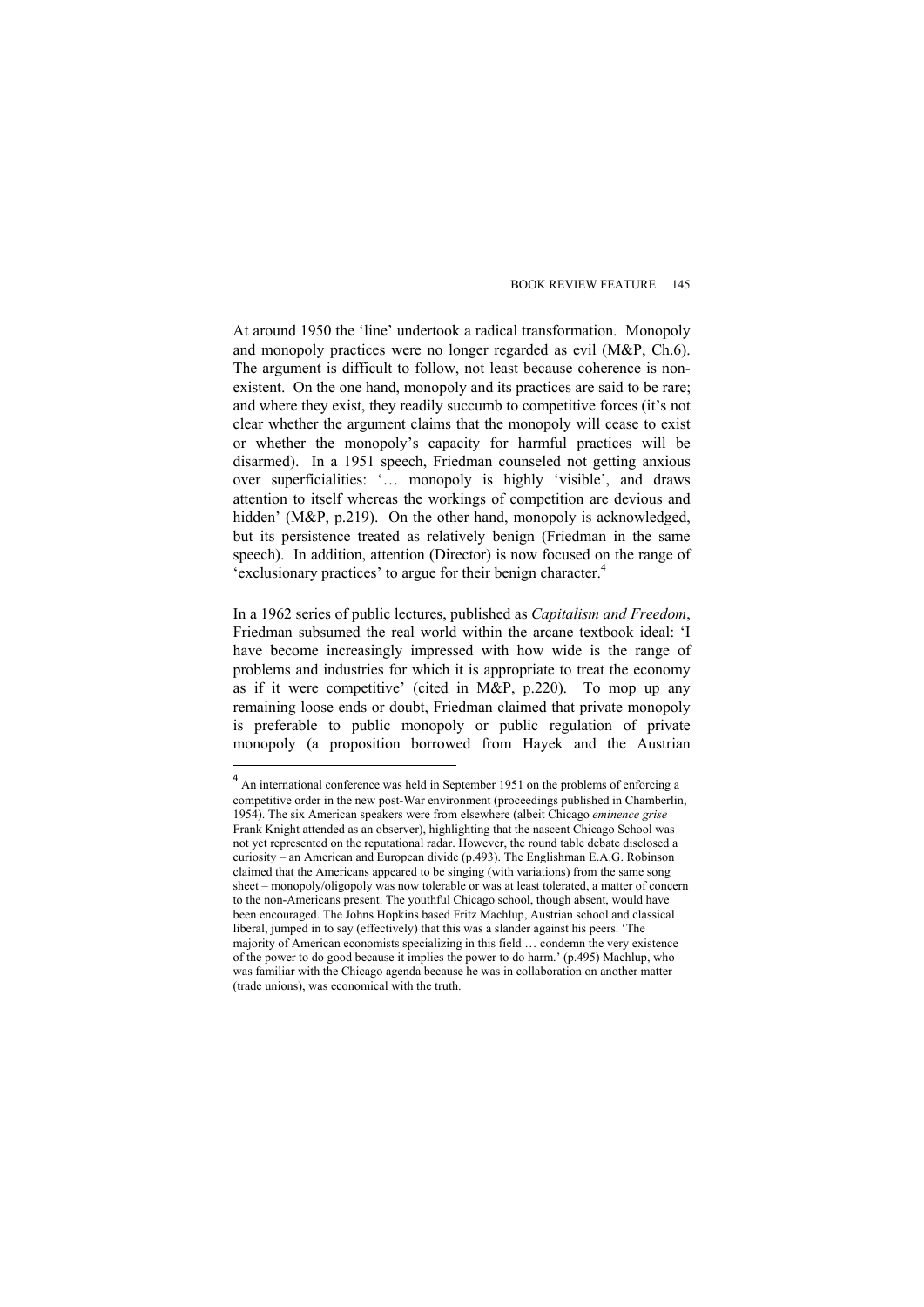At around 1950 the 'line' undertook a radical transformation. Monopoly and monopoly practices were no longer regarded as evil (M&P, Ch.6). The argument is difficult to follow, not least because coherence is non-existent. On the one hand, monopoly and its practices are said to be rare; and where they exist, they readily succumb to competitive forces (it's not clear whether the argument claims that the monopoly will cease to exist or whether the monopoly's capacity for harmful practices will be disarmed). In a 1951 speech, Friedman counseled not getting anxious over superficialities: '… monopoly is highly 'visible', and draws attention to itself whereas the workings of competition are devious and hidden' (M&P, p.219). On the other hand, monopoly is acknowledged, but its persistence treated as relatively benign (Friedman in the same speech). In addition, attention (Director) is now focused on the range of 'exclusionary practices' to argue for their benign character.[4]

In a 1962 series of public lectures, published as *Capitalism and Freedom*, Friedman subsumed the real world within the arcane textbook ideal: 'I have become increasingly impressed with how wide is the range of problems and industries for which it is appropriate to treat the economy as if it were competitive' (cited in M&P, p.220). To mop up any remaining loose ends or doubt, Friedman claimed that private monopoly is preferable to public monopoly or public regulation of private monopoly (a proposition borrowed from Hayek and the Austrian

---

[4] An international conference was held in September 1951 on the problems of enforcing a competitive order in the new post-War environment (proceedings published in Chamberlin, 1954). The six American speakers were from elsewhere (albeit Chicago *eminence grise* Frank Knight attended as an observer), highlighting that the nascent Chicago School was not yet represented on the reputational radar. However, the round table debate disclosed a curiosity – an American and European divide (p.493). The Englishman E.A.G. Robinson claimed that the Americans appeared to be singing (with variations) from the same song sheet – monopoly/oligopoly was now tolerable or was at least tolerated, a matter of concern to the non-Americans present. The youthful Chicago school, though absent, would have been encouraged. The Johns Hopkins based Fritz Machlup, Austrian school and classical liberal, jumped in to say (effectively) that this was a slander against his peers. 'The majority of American economists specializing in this field … condemn the very existence of the power to do good because it implies the power to do harm.' (p.495) Machlup, who was familiar with the Chicago agenda because he was in collaboration on another matter (trade unions), was economical with the truth.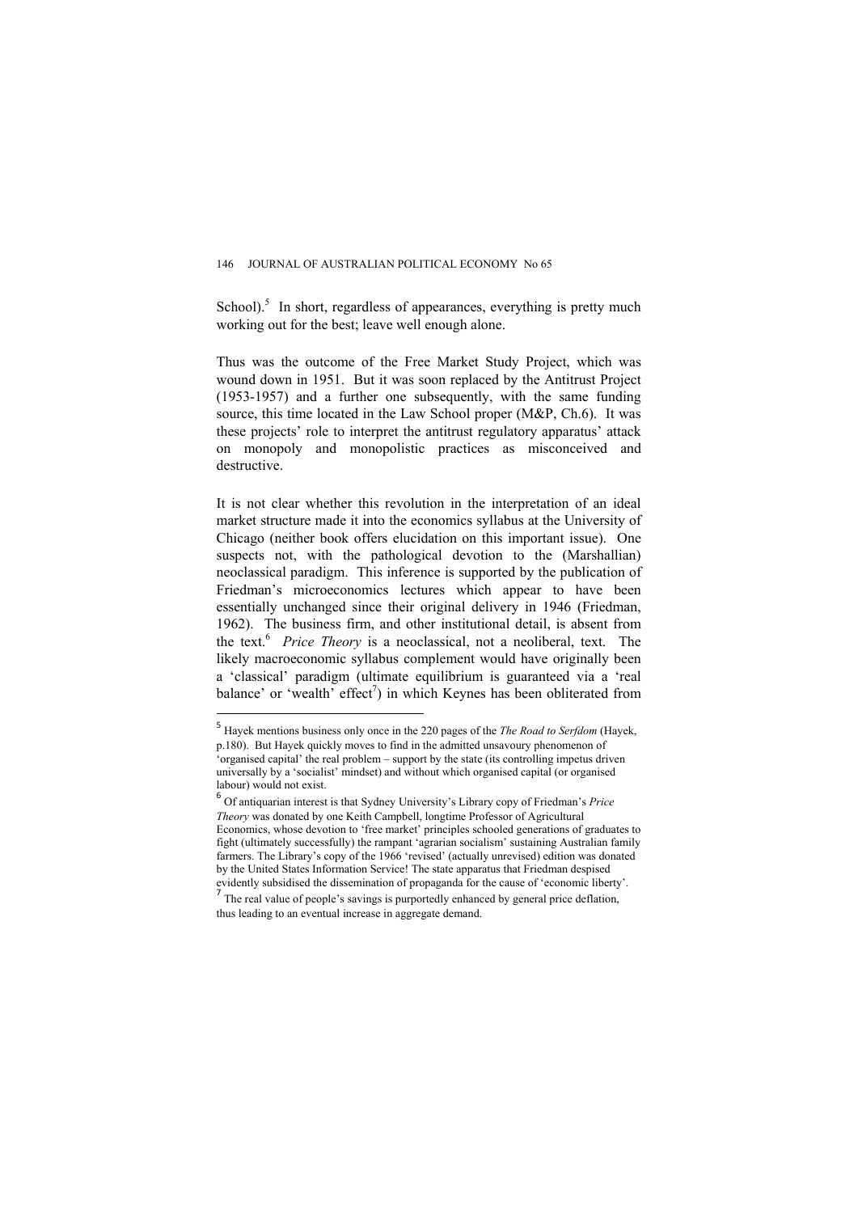School).[5] In short, regardless of appearances, everything is pretty much working out for the best; leave well enough alone.

Thus was the outcome of the Free Market Study Project, which was wound down in 1951. But it was soon replaced by the Antitrust Project (1953-1957) and a further one subsequently, with the same funding source, this time located in the Law School proper (M&P, Ch.6). It was these projects' role to interpret the antitrust regulatory apparatus' attack on monopoly and monopolistic practices as misconceived and destructive.

It is not clear whether this revolution in the interpretation of an ideal market structure made it into the economics syllabus at the University of Chicago (neither book offers elucidation on this important issue). One suspects not, with the pathological devotion to the (Marshallian) neoclassical paradigm. This inference is supported by the publication of Friedman's microeconomics lectures which appear to have been essentially unchanged since their original delivery in 1946 (Friedman, 1962). The business firm, and other institutional detail, is absent from the text.[6] *Price Theory* is a neoclassical, not a neoliberal, text. The likely macroeconomic syllabus complement would have originally been a 'classical' paradigm (ultimate equilibrium is guaranteed via a 'real balance' or 'wealth' effect[7]) in which Keynes has been obliterated from

---

[5] Hayek mentions business only once in the 220 pages of the *The Road to Serfdom* (Hayek, p.180). But Hayek quickly moves to find in the admitted unsavoury phenomenon of 'organised capital' the real problem – support by the state (its controlling impetus driven universally by a 'socialist' mindset) and without which organised capital (or organised labour) would not exist.

[6] Of antiquarian interest is that Sydney University's Library copy of Friedman's *Price Theory* was donated by one Keith Campbell, longtime Professor of Agricultural Economics, whose devotion to 'free market' principles schooled generations of graduates to fight (ultimately successfully) the rampant 'agrarian socialism' sustaining Australian family farmers. The Library's copy of the 1966 'revised' (actually unrevised) edition was donated by the United States Information Service! The state apparatus that Friedman despised evidently subsidised the dissemination of propaganda for the cause of 'economic liberty'.

[7] The real value of people's savings is purportedly enhanced by general price deflation, thus leading to an eventual increase in aggregate demand.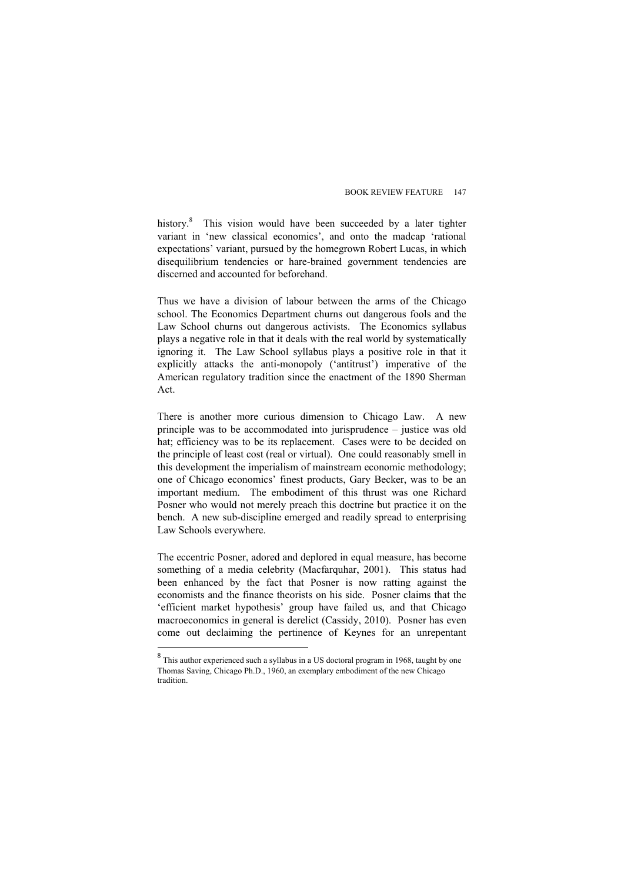history.[8] This vision would have been succeeded by a later tighter variant in 'new classical economics', and onto the madcap 'rational expectations' variant, pursued by the homegrown Robert Lucas, in which disequilibrium tendencies or hare-brained government tendencies are discerned and accounted for beforehand.

Thus we have a division of labour between the arms of the Chicago school. The Economics Department churns out dangerous fools and the Law School churns out dangerous activists. The Economics syllabus plays a negative role in that it deals with the real world by systematically ignoring it. The Law School syllabus plays a positive role in that it explicitly attacks the anti-monopoly ('antitrust') imperative of the American regulatory tradition since the enactment of the 1890 Sherman Act.

There is another more curious dimension to Chicago Law. A new principle was to be accommodated into jurisprudence – justice was old hat; efficiency was to be its replacement. Cases were to be decided on the principle of least cost (real or virtual). One could reasonably smell in this development the imperialism of mainstream economic methodology; one of Chicago economics' finest products, Gary Becker, was to be an important medium. The embodiment of this thrust was one Richard Posner who would not merely preach this doctrine but practice it on the bench. A new sub-discipline emerged and readily spread to enterprising Law Schools everywhere.

The eccentric Posner, adored and deplored in equal measure, has become something of a media celebrity (Macfarquhar, 2001). This status had been enhanced by the fact that Posner is now ratting against the economists and the finance theorists on his side. Posner claims that the 'efficient market hypothesis' group have failed us, and that Chicago macroeconomics in general is derelict (Cassidy, 2010). Posner has even come out declaiming the pertinence of Keynes for an unrepentant

---

[8] This author experienced such a syllabus in a US doctoral program in 1968, taught by one Thomas Saving, Chicago Ph.D., 1960, an exemplary embodiment of the new Chicago tradition.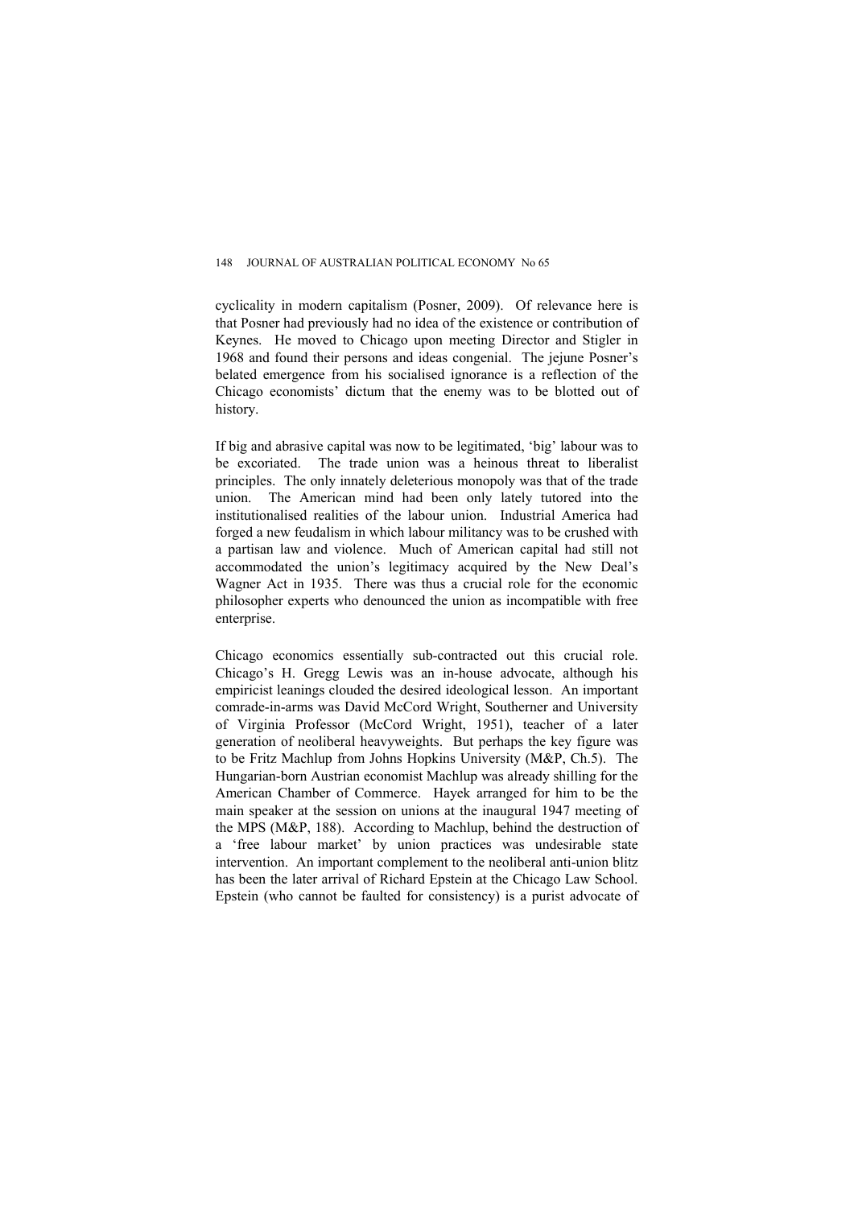cyclicality in modern capitalism (Posner, 2009). Of relevance here is that Posner had previously had no idea of the existence or contribution of Keynes. He moved to Chicago upon meeting Director and Stigler in 1968 and found their persons and ideas congenial. The jejune Posner's belated emergence from his socialised ignorance is a reflection of the Chicago economists' dictum that the enemy was to be blotted out of history.

If big and abrasive capital was now to be legitimated, 'big' labour was to be excoriated. The trade union was a heinous threat to liberalist principles. The only innately deleterious monopoly was that of the trade union. The American mind had been only lately tutored into the institutionalised realities of the labour union. Industrial America had forged a new feudalism in which labour militancy was to be crushed with a partisan law and violence. Much of American capital had still not accommodated the union's legitimacy acquired by the New Deal's Wagner Act in 1935. There was thus a crucial role for the economic philosopher experts who denounced the union as incompatible with free enterprise.

Chicago economics essentially sub-contracted out this crucial role. Chicago's H. Gregg Lewis was an in-house advocate, although his empiricist leanings clouded the desired ideological lesson. An important comrade-in-arms was David McCord Wright, Southerner and University of Virginia Professor (McCord Wright, 1951), teacher of a later generation of neoliberal heavyweights. But perhaps the key figure was to be Fritz Machlup from Johns Hopkins University (M&P, Ch.5). The Hungarian-born Austrian economist Machlup was already shilling for the American Chamber of Commerce. Hayek arranged for him to be the main speaker at the session on unions at the inaugural 1947 meeting of the MPS (M&P, 188). According to Machlup, behind the destruction of a 'free labour market' by union practices was undesirable state intervention. An important complement to the neoliberal anti-union blitz has been the later arrival of Richard Epstein at the Chicago Law School. Epstein (who cannot be faulted for consistency) is a purist advocate of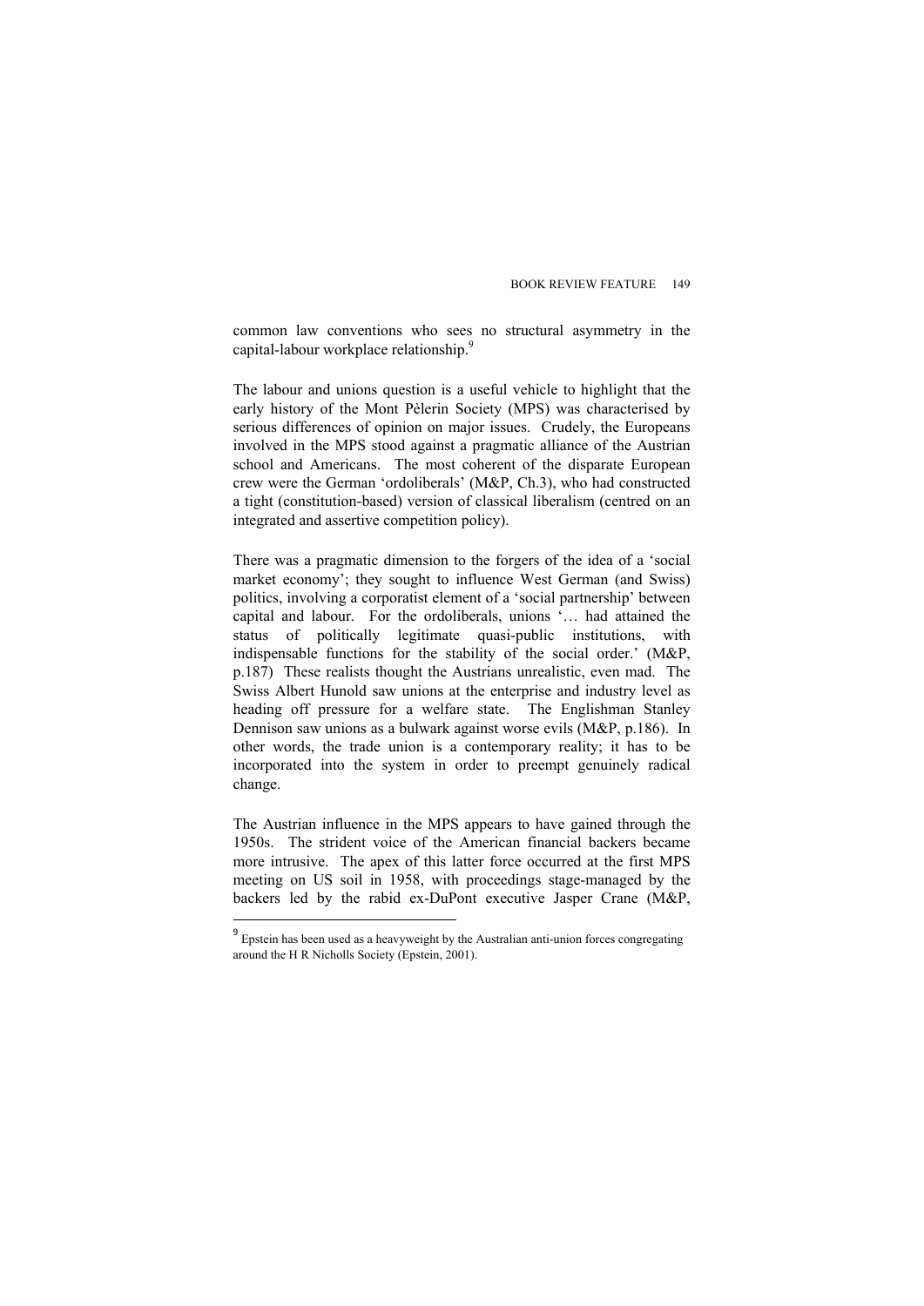common law conventions who sees no structural asymmetry in the capital-labour workplace relationship.[9]

The labour and unions question is a useful vehicle to highlight that the early history of the Mont Pèlerin Society (MPS) was characterised by serious differences of opinion on major issues. Crudely, the Europeans involved in the MPS stood against a pragmatic alliance of the Austrian school and Americans. The most coherent of the disparate European crew were the German 'ordoliberals' (M&P, Ch.3), who had constructed a tight (constitution-based) version of classical liberalism (centred on an integrated and assertive competition policy).

There was a pragmatic dimension to the forgers of the idea of a 'social market economy'; they sought to influence West German (and Swiss) politics, involving a corporatist element of a 'social partnership' between capital and labour. For the ordoliberals, unions '… had attained the status of politically legitimate quasi-public institutions, with indispensable functions for the stability of the social order.' (M&P, p.187) These realists thought the Austrians unrealistic, even mad. The Swiss Albert Hunold saw unions at the enterprise and industry level as heading off pressure for a welfare state. The Englishman Stanley Dennison saw unions as a bulwark against worse evils (M&P, p.186). In other words, the trade union is a contemporary reality; it has to be incorporated into the system in order to preempt genuinely radical change.

The Austrian influence in the MPS appears to have gained through the 1950s. The strident voice of the American financial backers became more intrusive. The apex of this latter force occurred at the first MPS meeting on US soil in 1958, with proceedings stage-managed by the backers led by the rabid ex-DuPont executive Jasper Crane (M&P,

[9] Epstein has been used as a heavyweight by the Australian anti-union forces congregating around the H R Nicholls Society (Epstein, 2001).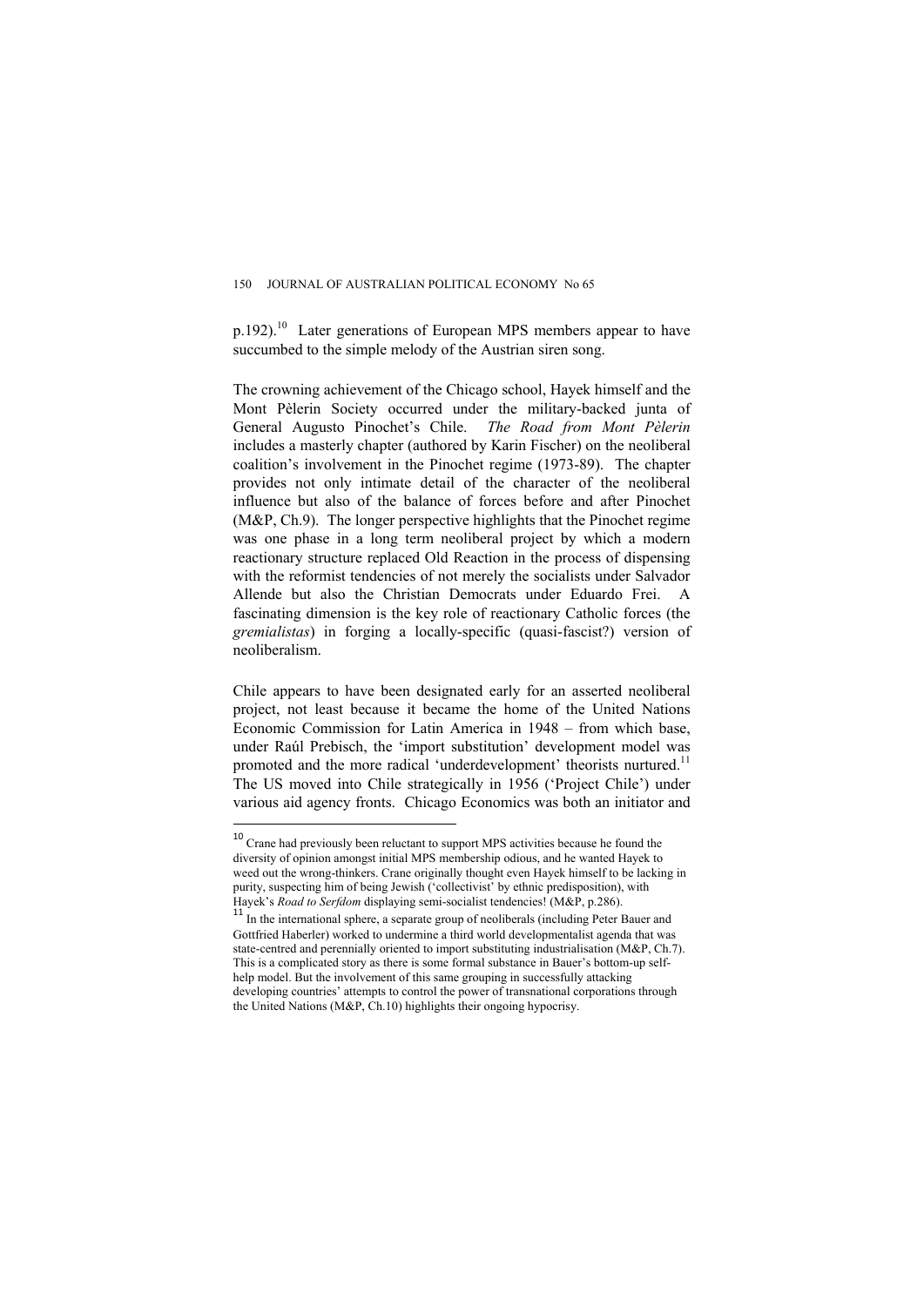p.192).[10] Later generations of European MPS members appear to have succumbed to the simple melody of the Austrian siren song.

The crowning achievement of the Chicago school, Hayek himself and the Mont Pèlerin Society occurred under the military-backed junta of General Augusto Pinochet's Chile. *The Road from Mont Pèlerin* includes a masterly chapter (authored by Karin Fischer) on the neoliberal coalition's involvement in the Pinochet regime (1973-89). The chapter provides not only intimate detail of the character of the neoliberal influence but also of the balance of forces before and after Pinochet (M&P, Ch.9). The longer perspective highlights that the Pinochet regime was one phase in a long term neoliberal project by which a modern reactionary structure replaced Old Reaction in the process of dispensing with the reformist tendencies of not merely the socialists under Salvador Allende but also the Christian Democrats under Eduardo Frei. A fascinating dimension is the key role of reactionary Catholic forces (the *gremialistas*) in forging a locally-specific (quasi-fascist?) version of neoliberalism.

Chile appears to have been designated early for an asserted neoliberal project, not least because it became the home of the United Nations Economic Commission for Latin America in 1948 – from which base, under Raúl Prebisch, the 'import substitution' development model was promoted and the more radical 'underdevelopment' theorists nurtured.[11] The US moved into Chile strategically in 1956 ('Project Chile') under various aid agency fronts. Chicago Economics was both an initiator and

---

[10] Crane had previously been reluctant to support MPS activities because he found the diversity of opinion amongst initial MPS membership odious, and he wanted Hayek to weed out the wrong-thinkers. Crane originally thought even Hayek himself to be lacking in purity, suspecting him of being Jewish ('collectivist' by ethnic predisposition), with Hayek's *Road to Serfdom* displaying semi-socialist tendencies! (M&P, p.286).

[11] In the international sphere, a separate group of neoliberals (including Peter Bauer and Gottfried Haberler) worked to undermine a third world developmentalist agenda that was state-centred and perennially oriented to import substituting industrialisation (M&P, Ch.7). This is a complicated story as there is some formal substance in Bauer's bottom-up self-help model. But the involvement of this same grouping in successfully attacking developing countries' attempts to control the power of transnational corporations through the United Nations (M&P, Ch.10) highlights their ongoing hypocrisy.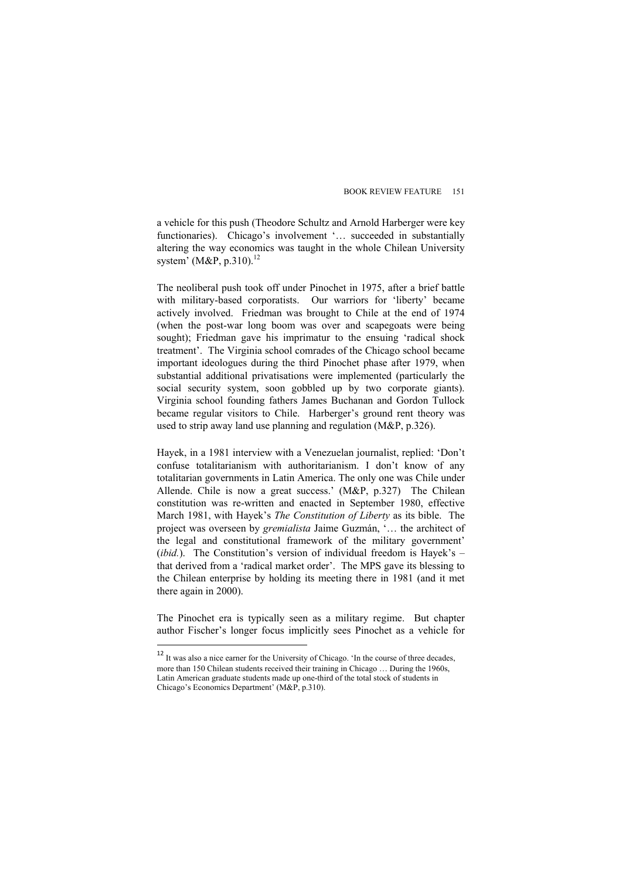a vehicle for this push (Theodore Schultz and Arnold Harberger were key functionaries). Chicago's involvement '… succeeded in substantially altering the way economics was taught in the whole Chilean University system' (M&P, p.310).[12]

The neoliberal push took off under Pinochet in 1975, after a brief battle with military-based corporatists. Our warriors for 'liberty' became actively involved. Friedman was brought to Chile at the end of 1974 (when the post-war long boom was over and scapegoats were being sought); Friedman gave his imprimatur to the ensuing 'radical shock treatment'. The Virginia school comrades of the Chicago school became important ideologues during the third Pinochet phase after 1979, when substantial additional privatisations were implemented (particularly the social security system, soon gobbled up by two corporate giants). Virginia school founding fathers James Buchanan and Gordon Tullock became regular visitors to Chile. Harberger's ground rent theory was used to strip away land use planning and regulation (M&P, p.326).

Hayek, in a 1981 interview with a Venezuelan journalist, replied: 'Don't confuse totalitarianism with authoritarianism. I don't know of any totalitarian governments in Latin America. The only one was Chile under Allende. Chile is now a great success.' (M&P, p.327) The Chilean constitution was re-written and enacted in September 1980, effective March 1981, with Hayek's *The Constitution of Liberty* as its bible. The project was overseen by *gremialista* Jaime Guzmán, '… the architect of the legal and constitutional framework of the military government' (*ibid.*). The Constitution's version of individual freedom is Hayek's – that derived from a 'radical market order'. The MPS gave its blessing to the Chilean enterprise by holding its meeting there in 1981 (and it met there again in 2000).

The Pinochet era is typically seen as a military regime. But chapter author Fischer's longer focus implicitly sees Pinochet as a vehicle for

---

[12] It was also a nice earner for the University of Chicago. 'In the course of three decades, more than 150 Chilean students received their training in Chicago … During the 1960s, Latin American graduate students made up one-third of the total stock of students in Chicago's Economics Department' (M&P, p.310).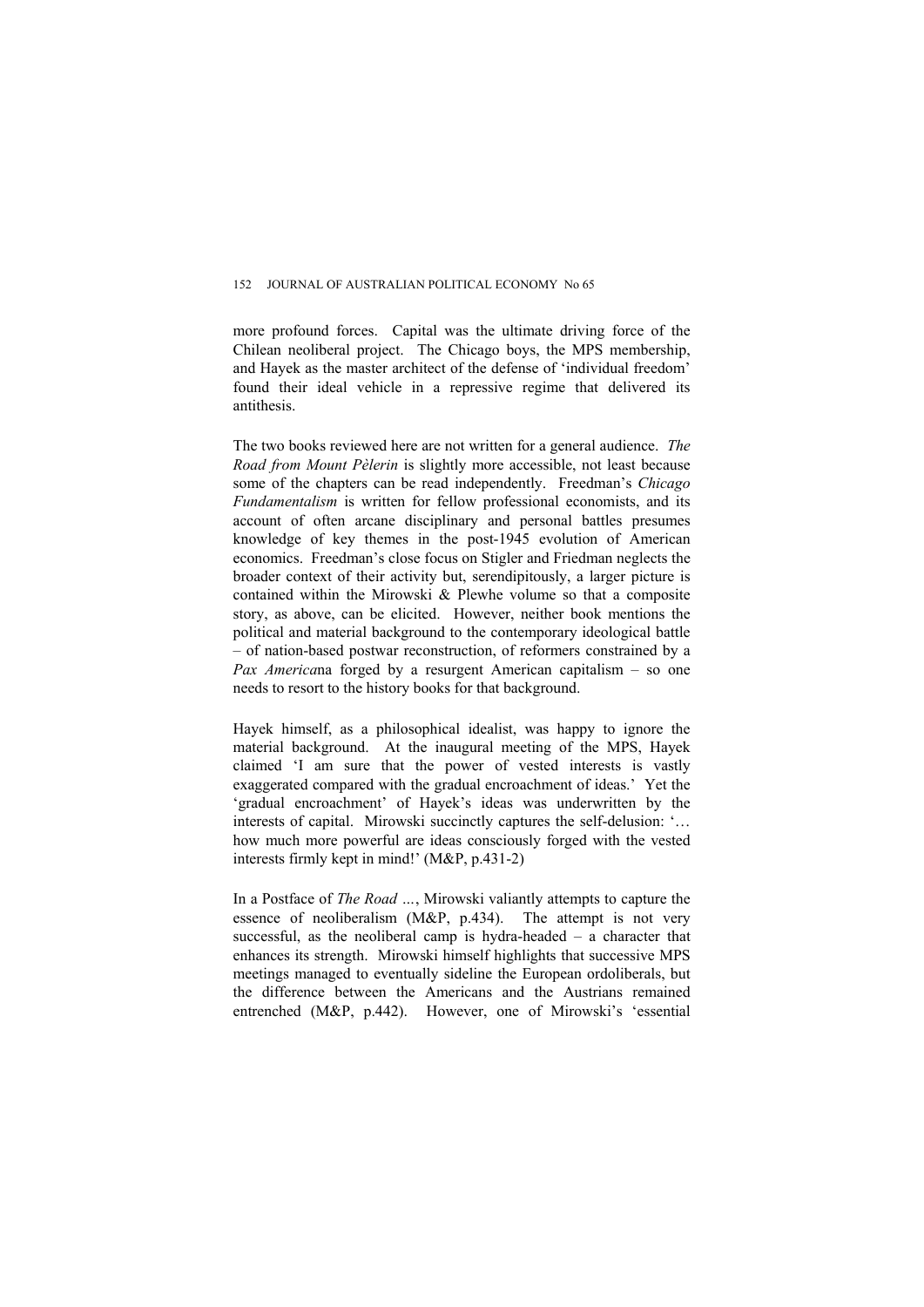more profound forces. Capital was the ultimate driving force of the Chilean neoliberal project. The Chicago boys, the MPS membership, and Hayek as the master architect of the defense of 'individual freedom' found their ideal vehicle in a repressive regime that delivered its antithesis.

The two books reviewed here are not written for a general audience. *The Road from Mount Pèlerin* is slightly more accessible, not least because some of the chapters can be read independently. Freedman's *Chicago Fundamentalism* is written for fellow professional economists, and its account of often arcane disciplinary and personal battles presumes knowledge of key themes in the post-1945 evolution of American economics. Freedman's close focus on Stigler and Friedman neglects the broader context of their activity but, serendipitously, a larger picture is contained within the Mirowski & Plewhe volume so that a composite story, as above, can be elicited. However, neither book mentions the political and material background to the contemporary ideological battle – of nation-based postwar reconstruction, of reformers constrained by a *Pax America*na forged by a resurgent American capitalism – so one needs to resort to the history books for that background.

Hayek himself, as a philosophical idealist, was happy to ignore the material background. At the inaugural meeting of the MPS, Hayek claimed 'I am sure that the power of vested interests is vastly exaggerated compared with the gradual encroachment of ideas.' Yet the 'gradual encroachment' of Hayek's ideas was underwritten by the interests of capital. Mirowski succinctly captures the self-delusion: '… how much more powerful are ideas consciously forged with the vested interests firmly kept in mind!' (M&P, p.431-2)

In a Postface of *The Road …*, Mirowski valiantly attempts to capture the essence of neoliberalism (M&P, p.434). The attempt is not very successful, as the neoliberal camp is hydra-headed – a character that enhances its strength. Mirowski himself highlights that successive MPS meetings managed to eventually sideline the European ordoliberals, but the difference between the Americans and the Austrians remained entrenched (M&P, p.442). However, one of Mirowski's 'essential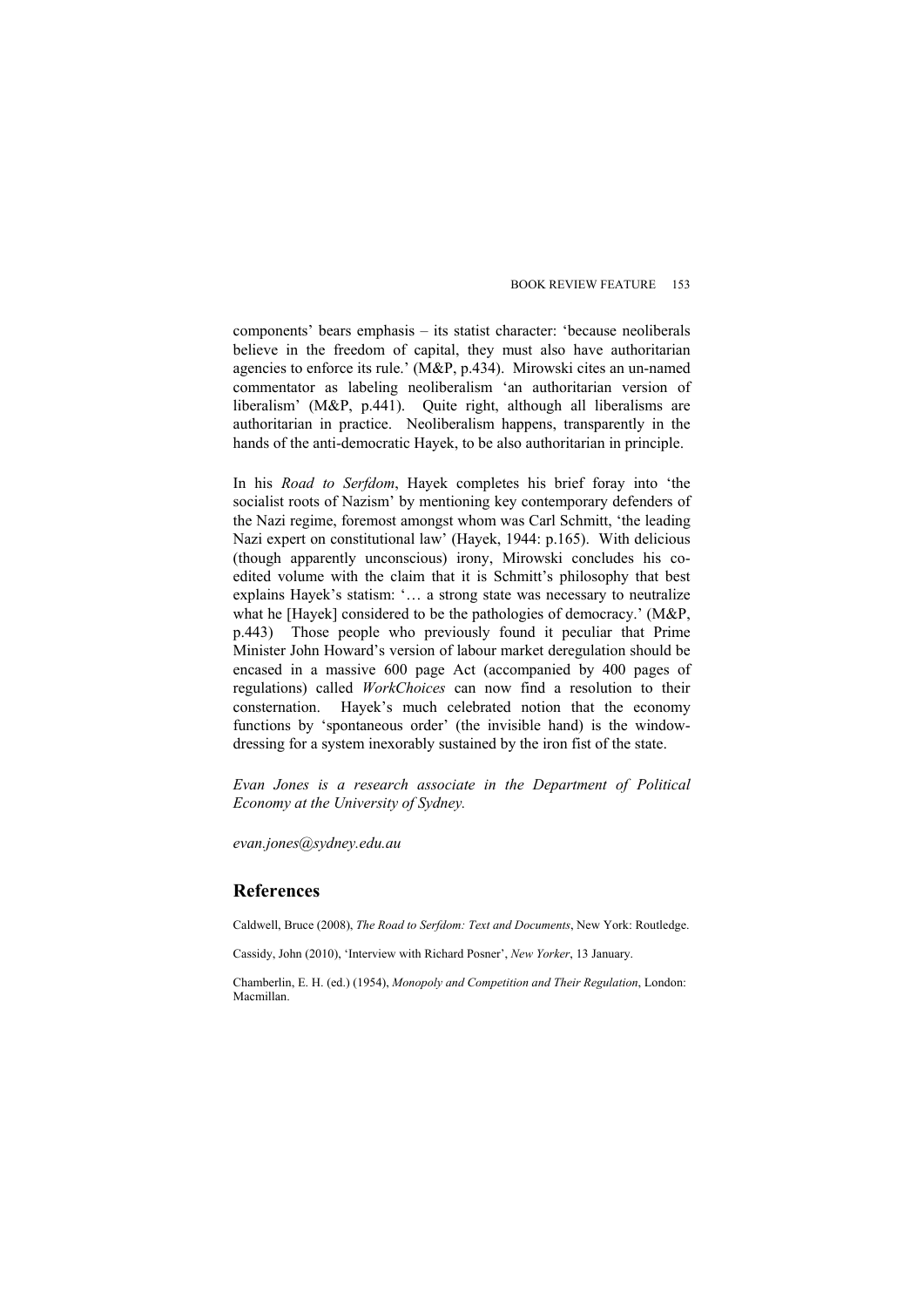components' bears emphasis – its statist character: 'because neoliberals believe in the freedom of capital, they must also have authoritarian agencies to enforce its rule.' (M&P, p.434). Mirowski cites an un-named commentator as labeling neoliberalism 'an authoritarian version of liberalism' (M&P, p.441). Quite right, although all liberalisms are authoritarian in practice. Neoliberalism happens, transparently in the hands of the anti-democratic Hayek, to be also authoritarian in principle.

In his *Road to Serfdom*, Hayek completes his brief foray into 'the socialist roots of Nazism' by mentioning key contemporary defenders of the Nazi regime, foremost amongst whom was Carl Schmitt, 'the leading Nazi expert on constitutional law' (Hayek, 1944: p.165). With delicious (though apparently unconscious) irony, Mirowski concludes his co-edited volume with the claim that it is Schmitt's philosophy that best explains Hayek's statism: '… a strong state was necessary to neutralize what he [Hayek] considered to be the pathologies of democracy.' (M&P, p.443) Those people who previously found it peculiar that Prime Minister John Howard's version of labour market deregulation should be encased in a massive 600 page Act (accompanied by 400 pages of regulations) called *WorkChoices* can now find a resolution to their consternation. Hayek's much celebrated notion that the economy functions by 'spontaneous order' (the invisible hand) is the window-dressing for a system inexorably sustained by the iron fist of the state.

*Evan Jones is a research associate in the Department of Political Economy at the University of Sydney.*

*evan.jones@sydney.edu.au*

## References

Caldwell, Bruce (2008), *The Road to Serfdom: Text and Documents*, New York: Routledge.

Cassidy, John (2010), 'Interview with Richard Posner', *New Yorker*, 13 January.

Chamberlin, E. H. (ed.) (1954), *Monopoly and Competition and Their Regulation*, London: Macmillan.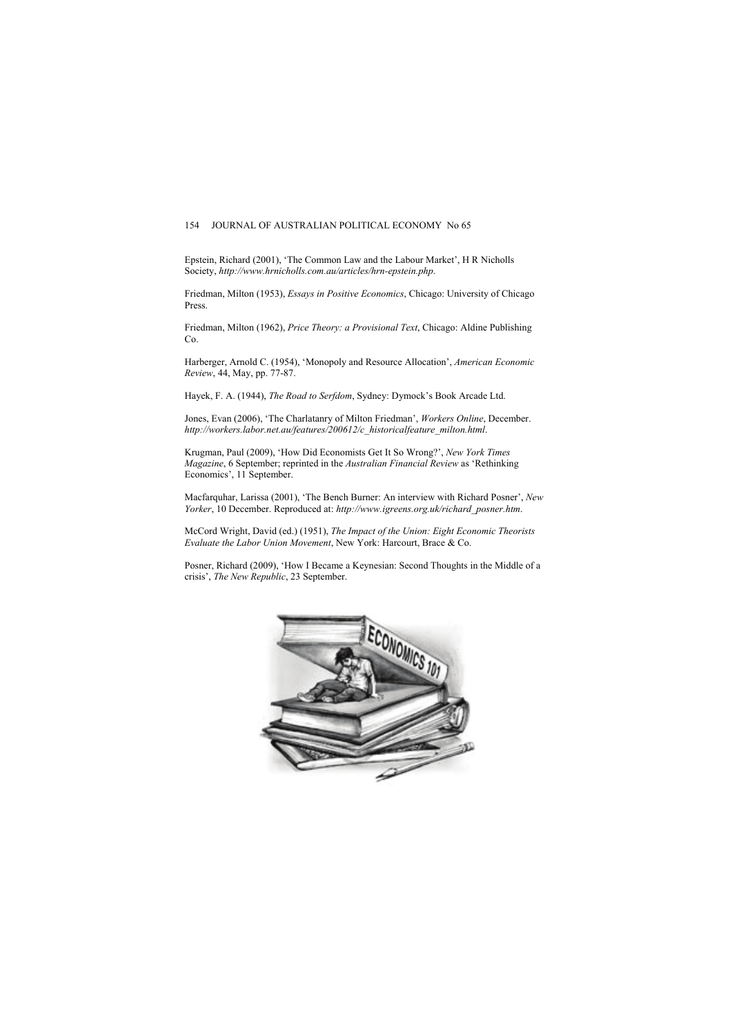Epstein, Richard (2001), 'The Common Law and the Labour Market', H R Nicholls Society, *http://www.hrnicholls.com.au/articles/hrn-epstein.php*.

Friedman, Milton (1953), *Essays in Positive Economics*, Chicago: University of Chicago Press.

Friedman, Milton (1962), *Price Theory: a Provisional Text*, Chicago: Aldine Publishing Co.

Harberger, Arnold C. (1954), 'Monopoly and Resource Allocation', *American Economic Review*, 44, May, pp. 77-87.

Hayek, F. A. (1944), *The Road to Serfdom*, Sydney: Dymock's Book Arcade Ltd.

Jones, Evan (2006), 'The Charlatanry of Milton Friedman', *Workers Online*, December. *http://workers.labor.net.au/features/200612/c_historicalfeature_milton.html*.

Krugman, Paul (2009), 'How Did Economists Get It So Wrong?', *New York Times Magazine*, 6 September; reprinted in the *Australian Financial Review* as 'Rethinking Economics', 11 September.

Macfarquhar, Larissa (2001), 'The Bench Burner: An interview with Richard Posner', *New Yorker*, 10 December. Reproduced at: *http://www.igreens.org.uk/richard_posner.htm*.

McCord Wright, David (ed.) (1951), *The Impact of the Union: Eight Economic Theorists Evaluate the Labor Union Movement*, New York: Harcourt, Brace & Co.

Posner, Richard (2009), 'How I Became a Keynesian: Second Thoughts in the Middle of a crisis', *The New Republic*, 23 September.